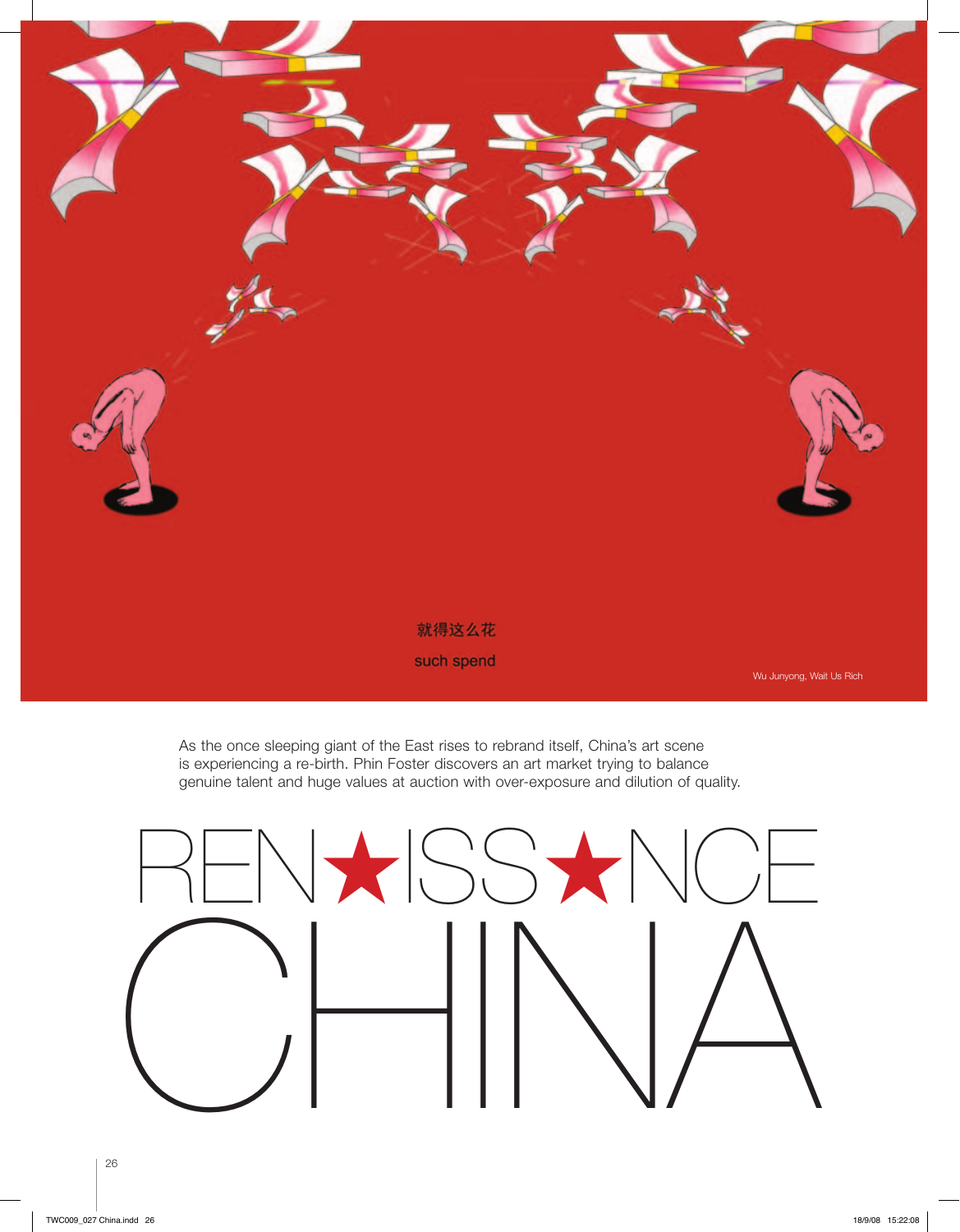就得这么花

such spend

Wu Junyong, Wait Us Rich

As the once sleeping giant of the East rises to rebrand itself, China's art scene is experiencing a re-birth. Phin Foster discovers an art market trying to balance genuine talent and huge values at auction with over-exposure and dilution of quality.

# REN★ISS★NCE CHINA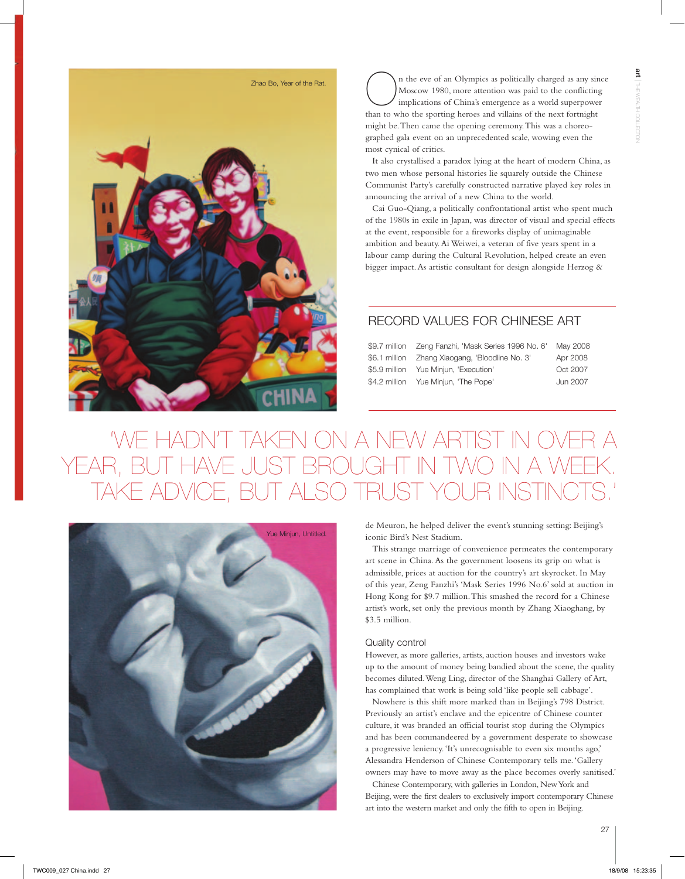Zhao Bo, Year of the Rat.

On the eve of an Olympics as politically charged as any since Moscow 1980, more attention was paid to the conflicting implications of China's emergence as a world superpower than to who the sporting heroes and villains of the next fortnight might be. Then came the opening ceremony. This was a choreographed gala event on an unprecedented scale, wowing even the most cynical of critics.

It also crystallised a paradox lying at the heart of modern China, as two men whose personal histories lie squarely outside the Chinese Communist Party's carefully constructed narrative played key roles in announcing the arrival of a new China to the world.

Cai Guo-Qiang, a politically confrontational artist who spent much of the 1980s in exile in Japan, was director of visual and special effects at the event, responsible for a fireworks display of unimaginable ambition and beauty. Ai Weiwei, a veteran of five years spent in a labour camp during the Cultural Revolution, helped create an even bigger impact. As artistic consultant for design alongside Herzog & de Meuron, he helped deliver the event's stunning setting: Beijing's iconic Bird's Nest Stadium.

## RECORD VALUES FOR CHINESE ART

| | | |
|---|---|---|
| $9.7 million | Zeng Fanzhi, 'Mask Series 1996 No. 6' | May 2008 |
| $6.1 million | Zhang Xiaogang, 'Bloodline No. 3' | Apr 2008 |
| $5.9 million | Yue Minjun, 'Execution' | Oct 2007 |
| $4.2 million | Yue Minjun, 'The Pope' | Jun 2007 |

'WE HADN'T TAKEN ON A NEW ARTIST IN OVER A YEAR, BUT HAVE JUST BROUGHT IN TWO IN A WEEK. TAKE ADVICE, BUT ALSO TRUST YOUR INSTINCTS.'

Yue Minjun, Untitled.

This strange marriage of convenience permeates the contemporary art scene in China. As the government loosens its grip on what is admissible, prices at auction for the country's art skyrocket. In May of this year, Zeng Fanzhi's 'Mask Series 1996 No.6' sold at auction in Hong Kong for $9.7 million. This smashed the record for a Chinese artist's work, set only the previous month by Zhang Xiaoghang, by $3.5 million.

### Quality control

However, as more galleries, artists, auction houses and investors wake up to the amount of money being bandied about the scene, the quality becomes diluted. Weng Ling, director of the Shanghai Gallery of Art, has complained that work is being sold 'like people sell cabbage'.

Nowhere is this shift more marked than in Beijing's 798 District. Previously an artist's enclave and the epicentre of Chinese counter culture, it was branded an official tourist stop during the Olympics and has been commandeered by a government desperate to showcase a progressive leniency. 'It's unrecognisable to even six months ago,' Alessandra Henderson of Chinese Contemporary tells me. 'Gallery owners may have to move away as the place becomes overly sanitised.'

Chinese Contemporary, with galleries in London, New York and Beijing, were the first dealers to exclusively import contemporary Chinese art into the western market and only the fifth to open in Beijing.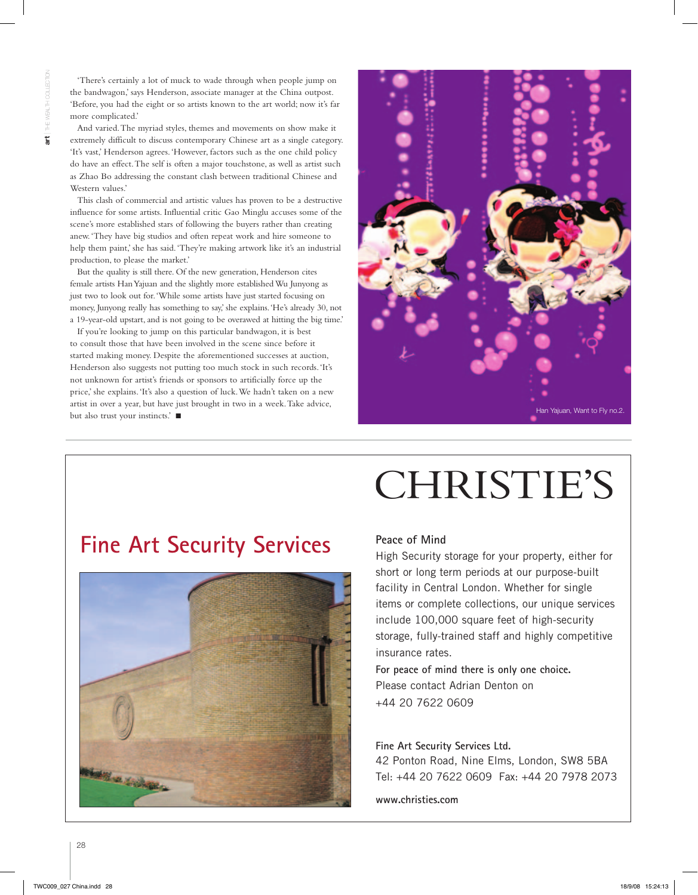'There's certainly a lot of muck to wade through when people jump on the bandwagon,' says Henderson, associate manager at the China outpost. 'Before, you had the eight or so artists known to the art world; now it's far more complicated.'

And varied. The myriad styles, themes and movements on show make it extremely difficult to discuss contemporary Chinese art as a single category. 'It's vast,' Henderson agrees. 'However, factors such as the one child policy do have an effect. The self is often a major touchstone, as well as artist such as Zhao Bo addressing the constant clash between traditional Chinese and Western values.'

This clash of commercial and artistic values has proven to be a destructive influence for some artists. Influential critic Gao Minglu accuses some of the scene's more established stars of following the buyers rather than creating anew. 'They have big studios and often repeat work and hire someone to help them paint,' she has said. 'They're making artwork like it's an industrial production, to please the market.'

But the quality is still there. Of the new generation, Henderson cites female artists Han Yajuan and the slightly more established Wu Junyong as just two to look out for. 'While some artists have just started focusing on money, Junyong really has something to say,' she explains. 'He's already 30, not a 19-year-old upstart, and is not going to be overawed at hitting the big time.'

If you're looking to jump on this particular bandwagon, it is best to consult those that have been involved in the scene since before it started making money. Despite the aforementioned successes at auction, Henderson also suggests not putting too much stock in such records. 'It's not unknown for artist's friends or sponsors to artificially force up the price,' she explains. 'It's also a question of luck. We hadn't taken on a new artist in over a year, but have just brought in two in a week. Take advice, but also trust your instincts.' ■

Han Yajuan, Want to Fly no.2.

---

# CHRISTIE'S

## Fine Art Security Services

**Peace of Mind**

High Security storage for your property, either for short or long term periods at our purpose-built facility in Central London. Whether for single items or complete collections, our unique services include 100,000 square feet of high-security storage, fully-trained staff and highly competitive insurance rates.

**For peace of mind there is only one choice.**

Please contact Adrian Denton on +44 20 7622 0609

**Fine Art Security Services Ltd.**

42 Ponton Road, Nine Elms, London, SW8 5BA

Tel: +44 20 7622 0609 Fax: +44 20 7978 2073

**www.christies.com**